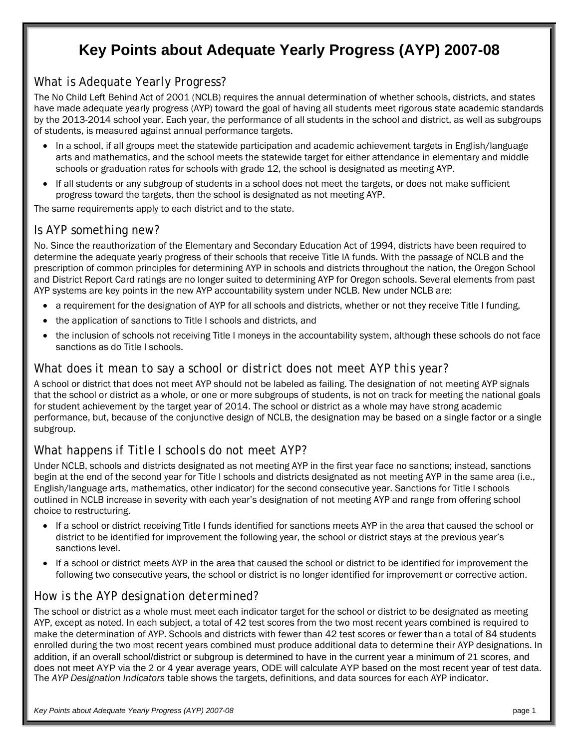# Key Points about Adequate Yearly Progress (AYP) 2007-08

## What is Adequate Yearly Progress?

The No Child Left Behind Act of 2001 (NCLB) requires the annual determination of whether schools, districts, and states have made adequate yearly progress (AYP) toward the goal of having all students meet rigorous state academic standards by the 2013-2014 school year. Each year, the performance of all students in the school and district, as well as subgroups of students, is measured against annual performance targets.

- In a school, if all groups meet the statewide participation and academic achievement targets in English/language arts and mathematics, and the school meets the statewide target for either attendance in elementary and middle schools or graduation rates for schools with grade 12, the school is designated as meeting AYP.
- If all students or any subgroup of students in a school does not meet the targets, or does not make sufficient progress toward the targets, then the school is designated as not meeting AYP.

The same requirements apply to each district and to the state.

## Is AYP something new?

No. Since the reauthorization of the Elementary and Secondary Education Act of 1994, districts have been required to determine the adequate yearly progress of their schools that receive Title IA funds. With the passage of NCLB and the prescription of common principles for determining AYP in schools and districts throughout the nation, the Oregon School and District Report Card ratings are no longer suited to determining AYP for Oregon schools. Several elements from past AYP systems are key points in the new AYP accountability system under NCLB. New under NCLB are:

- a requirement for the designation of AYP for all schools and districts, whether or not they receive Title I funding,
- the application of sanctions to Title I schools and districts, and
- the inclusion of schools not receiving Title I moneys in the accountability system, although these schools do not face sanctions as do Title I schools.

## What does it mean to say a school or district does not meet AYP this year?

A school or district that does not meet AYP should not be labeled as failing. The designation of not meeting AYP signals that the school or district as a whole, or one or more subgroups of students, is not on track for meeting the national goals for student achievement by the target year of 2014. The school or district as a whole may have strong academic performance, but, because of the conjunctive design of NCLB, the designation may be based on a single factor or a single subgroup.

## What happens if Title I schools do not meet AYP?

Under NCLB, schools and districts designated as not meeting AYP in the first year face no sanctions; instead, sanctions begin at the end of the second year for Title I schools and districts designated as not meeting AYP in the same area (i.e., English/language arts, mathematics, other indicator) for the second consecutive year. Sanctions for Title I schools outlined in NCLB increase in severity with each year's designation of not meeting AYP and range from offering school choice to restructuring.

- If a school or district receiving Title I funds identified for sanctions meets AYP in the area that caused the school or district to be identified for improvement the following year, the school or district stays at the previous year's sanctions level.
- If a school or district meets AYP in the area that caused the school or district to be identified for improvement the following two consecutive years, the school or district is no longer identified for improvement or corrective action.

## How is the AYP designation determined?

The school or district as a whole must meet each indicator target for the school or district to be designated as meeting AYP, except as noted. In each subject, a total of 42 test scores from the two most recent years combined is required to make the determination of AYP. Schools and districts with fewer than 42 test scores or fewer than a total of 84 students enrolled during the two most recent years combined must produce additional data to determine their AYP designations. In addition, if an overall school/district or subgroup is determined to have in the current year a minimum of 21 scores, and does not meet AYP via the 2 or 4 year average years, ODE will calculate AYP based on the most recent year of test data. The *AYP Designation Indicators* table shows the targets, definitions, and data sources for each AYP indicator.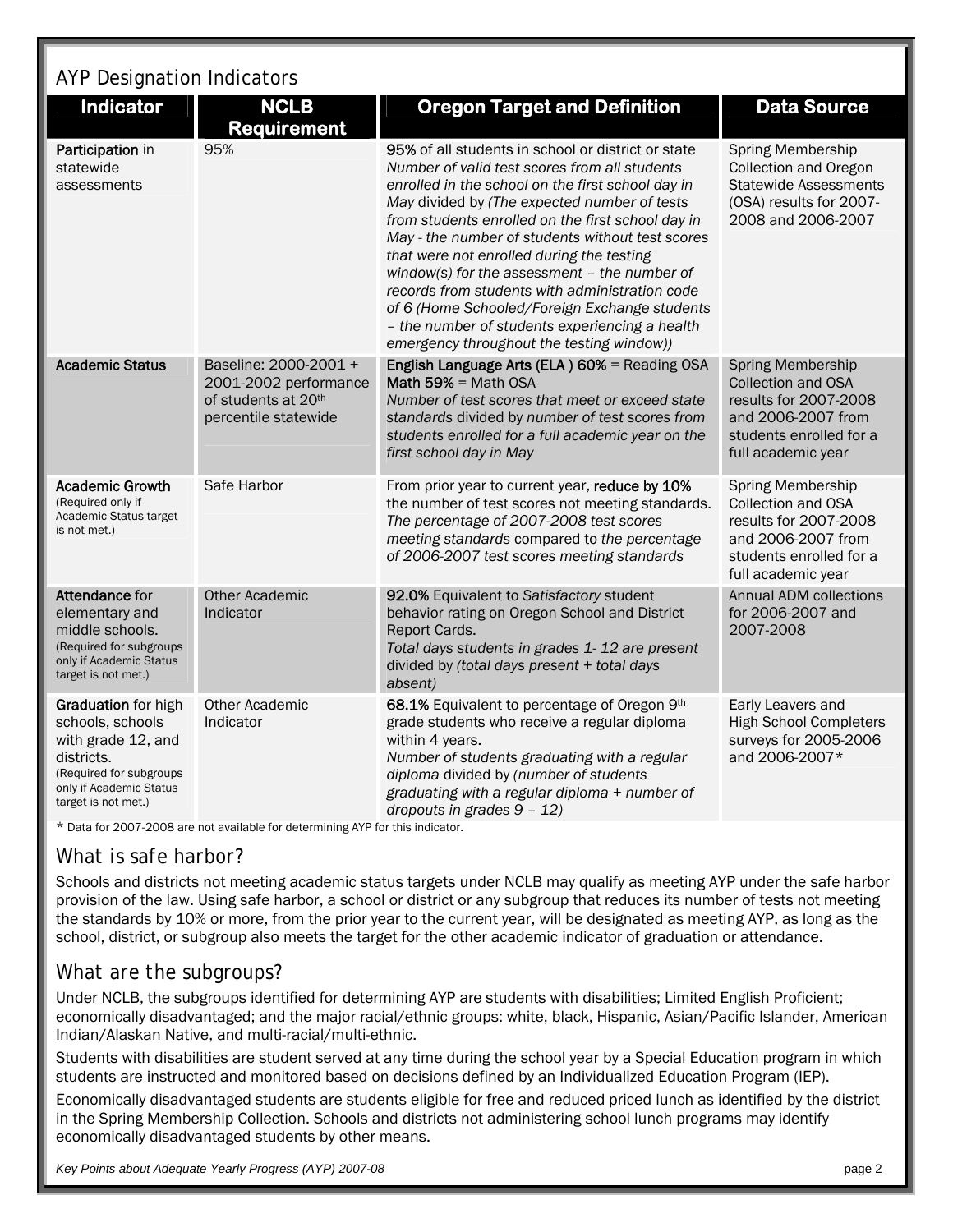## AYP Designation Indicators

| Indicator | NCLB Requirement | Oregon Target and Definition | Data Source |
|---|---|---|---|
| **Participation** in statewide assessments | 95% | **95%** of all students in school or district or state<br>*Number of valid test scores from all students enrolled in the school on the first school day in May* divided by *(The expected number of tests from students enrolled on the first school day in May - the number of students without test scores that were not enrolled during the testing window(s) for the assessment – the number of records from students with administration code of 6 (Home Schooled/Foreign Exchange students – the number of students experiencing a health emergency throughout the testing window))* | Spring Membership Collection and Oregon Statewide Assessments (OSA) results for 2007-2008 and 2006-2007 |
| **Academic Status** | Baseline: 2000-2001 + 2001-2002 performance of students at 20th percentile statewide | **English Language Arts (ELA ) 60%** = Reading OSA<br>**Math 59%** = Math OSA<br>*Number of test scores that meet or exceed state standards* divided by *number of test scores from students enrolled for a full academic year on the first school day in May* | Spring Membership Collection and OSA results for 2007-2008 and 2006-2007 from students enrolled for a full academic year |
| **Academic Growth** (Required only if Academic Status target is not met.) | Safe Harbor | From prior year to current year, **reduce by 10%** the number of test scores not meeting standards.<br>*The percentage of 2007-2008 test scores meeting standards* compared to *the percentage of 2006-2007 test scores meeting standards* | Spring Membership Collection and OSA results for 2007-2008 and 2006-2007 from students enrolled for a full academic year |
| **Attendance** for elementary and middle schools. (Required for subgroups only if Academic Status target is not met.) | Other Academic Indicator | **92.0%** Equivalent to *Satisfactory* student behavior rating on Oregon School and District Report Cards.<br>*Total days students in grades 1- 12 are present* divided by *(total days present + total days absent)* | Annual ADM collections for 2006-2007 and 2007-2008 |
| **Graduation** for high schools, schools with grade 12, and districts. (Required for subgroups only if Academic Status target is not met.) | Other Academic Indicator | **68.1%** Equivalent to percentage of Oregon 9th grade students who receive a regular diploma within 4 years.<br>*Number of students graduating with a regular diploma* divided by *(number of students graduating with a regular diploma + number of dropouts in grades 9 – 12)* | Early Leavers and High School Completers surveys for 2005-2006 and 2006-2007* |

* Data for 2007-2008 are not available for determining AYP for this indicator.

## What is safe harbor?

Schools and districts not meeting academic status targets under NCLB may qualify as meeting AYP under the safe harbor provision of the law. Using safe harbor, a school or district or any subgroup that reduces its number of tests not meeting the standards by 10% or more, from the prior year to the current year, will be designated as meeting AYP, as long as the school, district, or subgroup also meets the target for the other academic indicator of graduation or attendance.

## What are the subgroups?

Under NCLB, the subgroups identified for determining AYP are students with disabilities; Limited English Proficient; economically disadvantaged; and the major racial/ethnic groups: white, black, Hispanic, Asian/Pacific Islander, American Indian/Alaskan Native, and multi-racial/multi-ethnic.

Students with disabilities are student served at any time during the school year by a Special Education program in which students are instructed and monitored based on decisions defined by an Individualized Education Program (IEP).

Economically disadvantaged students are students eligible for free and reduced priced lunch as identified by the district in the Spring Membership Collection. Schools and districts not administering school lunch programs may identify economically disadvantaged students by other means.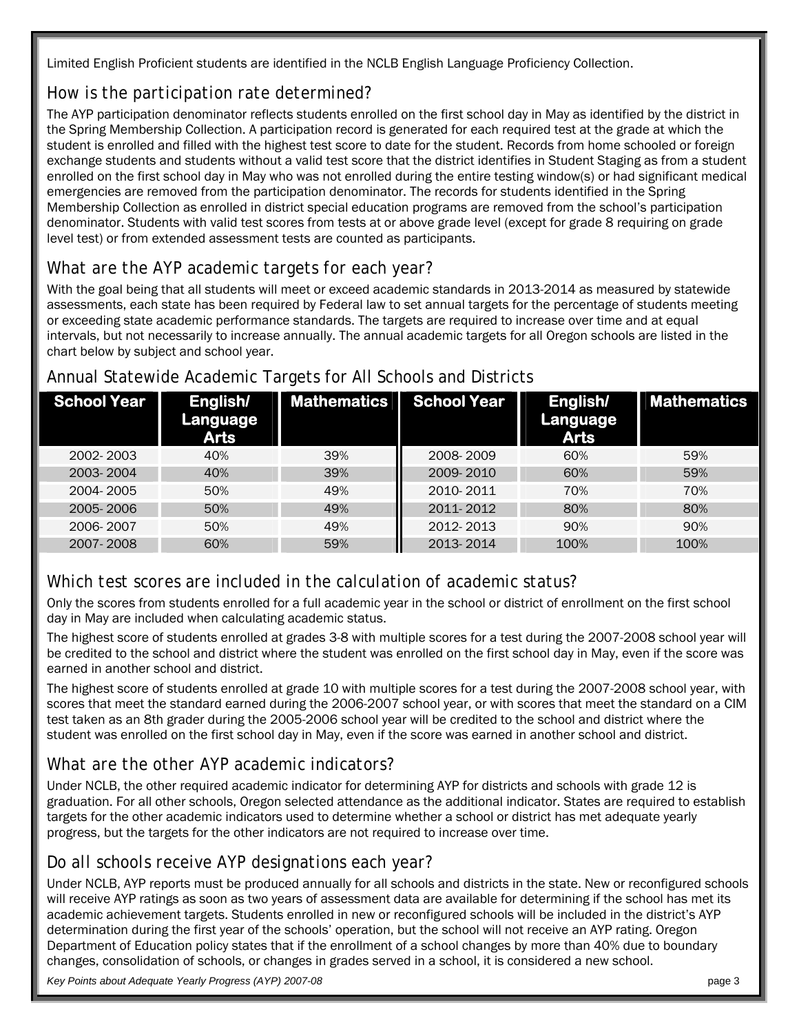Limited English Proficient students are identified in the NCLB English Language Proficiency Collection.

## How is the participation rate determined?

The AYP participation denominator reflects students enrolled on the first school day in May as identified by the district in the Spring Membership Collection. A participation record is generated for each required test at the grade at which the student is enrolled and filled with the highest test score to date for the student. Records from home schooled or foreign exchange students and students without a valid test score that the district identifies in Student Staging as from a student enrolled on the first school day in May who was not enrolled during the entire testing window(s) or had significant medical emergencies are removed from the participation denominator. The records for students identified in the Spring Membership Collection as enrolled in district special education programs are removed from the school's participation denominator. Students with valid test scores from tests at or above grade level (except for grade 8 requiring on grade level test) or from extended assessment tests are counted as participants.

## What are the AYP academic targets for each year?

With the goal being that all students will meet or exceed academic standards in 2013-2014 as measured by statewide assessments, each state has been required by Federal law to set annual targets for the percentage of students meeting or exceeding state academic performance standards. The targets are required to increase over time and at equal intervals, but not necessarily to increase annually. The annual academic targets for all Oregon schools are listed in the chart below by subject and school year.

## Annual Statewide Academic Targets for All Schools and Districts

| School Year | English/ Language Arts | Mathematics | School Year | English/ Language Arts | Mathematics |
|---|---|---|---|---|---|
| 2002-2003 | 40% | 39% | 2008-2009 | 60% | 59% |
| 2003-2004 | 40% | 39% | 2009-2010 | 60% | 59% |
| 2004-2005 | 50% | 49% | 2010-2011 | 70% | 70% |
| 2005-2006 | 50% | 49% | 2011-2012 | 80% | 80% |
| 2006-2007 | 50% | 49% | 2012-2013 | 90% | 90% |
| 2007-2008 | 60% | 59% | 2013-2014 | 100% | 100% |

## Which test scores are included in the calculation of academic status?

Only the scores from students enrolled for a full academic year in the school or district of enrollment on the first school day in May are included when calculating academic status.

The highest score of students enrolled at grades 3-8 with multiple scores for a test during the 2007-2008 school year will be credited to the school and district where the student was enrolled on the first school day in May, even if the score was earned in another school and district.

The highest score of students enrolled at grade 10 with multiple scores for a test during the 2007-2008 school year, with scores that meet the standard earned during the 2006-2007 school year, or with scores that meet the standard on a CIM test taken as an 8th grader during the 2005-2006 school year will be credited to the school and district where the student was enrolled on the first school day in May, even if the score was earned in another school and district.

## What are the other AYP academic indicators?

Under NCLB, the other required academic indicator for determining AYP for districts and schools with grade 12 is graduation. For all other schools, Oregon selected attendance as the additional indicator. States are required to establish targets for the other academic indicators used to determine whether a school or district has met adequate yearly progress, but the targets for the other indicators are not required to increase over time.

## Do all schools receive AYP designations each year?

Under NCLB, AYP reports must be produced annually for all schools and districts in the state. New or reconfigured schools will receive AYP ratings as soon as two years of assessment data are available for determining if the school has met its academic achievement targets. Students enrolled in new or reconfigured schools will be included in the district's AYP determination during the first year of the schools' operation, but the school will not receive an AYP rating. Oregon Department of Education policy states that if the enrollment of a school changes by more than 40% due to boundary changes, consolidation of schools, or changes in grades served in a school, it is considered a new school.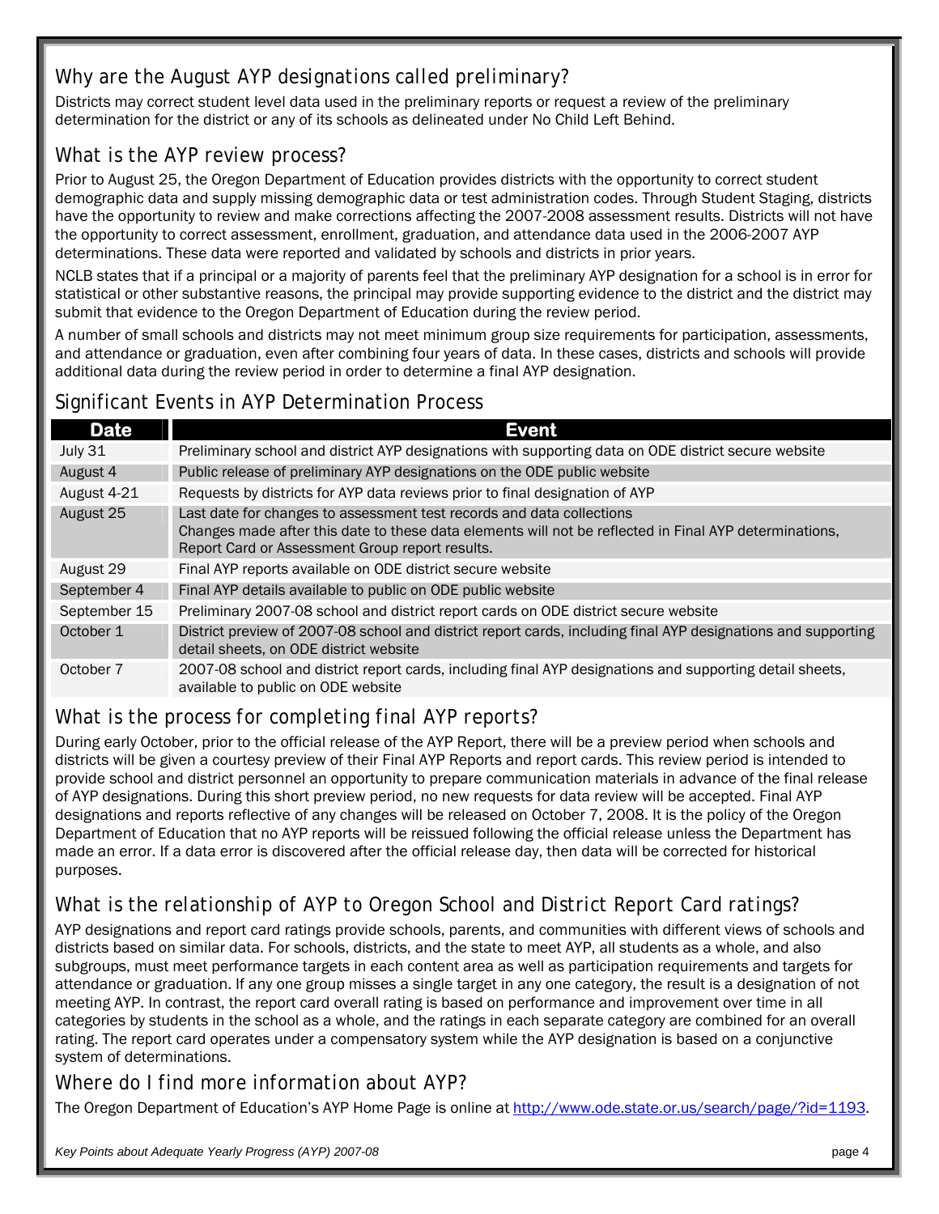## Why are the August AYP designations called preliminary?

Districts may correct student level data used in the preliminary reports or request a review of the preliminary determination for the district or any of its schools as delineated under No Child Left Behind.

## What is the AYP review process?

Prior to August 25, the Oregon Department of Education provides districts with the opportunity to correct student demographic data and supply missing demographic data or test administration codes. Through Student Staging, districts have the opportunity to review and make corrections affecting the 2007-2008 assessment results. Districts will not have the opportunity to correct assessment, enrollment, graduation, and attendance data used in the 2006-2007 AYP determinations. These data were reported and validated by schools and districts in prior years.

NCLB states that if a principal or a majority of parents feel that the preliminary AYP designation for a school is in error for statistical or other substantive reasons, the principal may provide supporting evidence to the district and the district may submit that evidence to the Oregon Department of Education during the review period.

A number of small schools and districts may not meet minimum group size requirements for participation, assessments, and attendance or graduation, even after combining four years of data. In these cases, districts and schools will provide additional data during the review period in order to determine a final AYP designation.

## Significant Events in AYP Determination Process

| Date | Event |
|---|---|
| July 31 | Preliminary school and district AYP designations with supporting data on ODE district secure website |
| August 4 | Public release of preliminary AYP designations on the ODE public website |
| August 4-21 | Requests by districts for AYP data reviews prior to final designation of AYP |
| August 25 | Last date for changes to assessment test records and data collections<br>Changes made after this date to these data elements will not be reflected in Final AYP determinations, Report Card or Assessment Group report results. |
| August 29 | Final AYP reports available on ODE district secure website |
| September 4 | Final AYP details available to public on ODE public website |
| September 15 | Preliminary 2007-08 school and district report cards on ODE district secure website |
| October 1 | District preview of 2007-08 school and district report cards, including final AYP designations and supporting detail sheets, on ODE district website |
| October 7 | 2007-08 school and district report cards, including final AYP designations and supporting detail sheets, available to public on ODE website |

## What is the process for completing final AYP reports?

During early October, prior to the official release of the AYP Report, there will be a preview period when schools and districts will be given a courtesy preview of their Final AYP Reports and report cards. This review period is intended to provide school and district personnel an opportunity to prepare communication materials in advance of the final release of AYP designations. During this short preview period, no new requests for data review will be accepted. Final AYP designations and reports reflective of any changes will be released on October 7, 2008. It is the policy of the Oregon Department of Education that no AYP reports will be reissued following the official release unless the Department has made an error. If a data error is discovered after the official release day, then data will be corrected for historical purposes.

## What is the relationship of AYP to Oregon School and District Report Card ratings?

AYP designations and report card ratings provide schools, parents, and communities with different views of schools and districts based on similar data. For schools, districts, and the state to meet AYP, all students as a whole, and also subgroups, must meet performance targets in each content area as well as participation requirements and targets for attendance or graduation. If any one group misses a single target in any one category, the result is a designation of not meeting AYP. In contrast, the report card overall rating is based on performance and improvement over time in all categories by students in the school as a whole, and the ratings in each separate category are combined for an overall rating. The report card operates under a compensatory system while the AYP designation is based on a conjunctive system of determinations.

## Where do I find more information about AYP?

The Oregon Department of Education's AYP Home Page is online at http://www.ode.state.or.us/search/page/?id=1193.